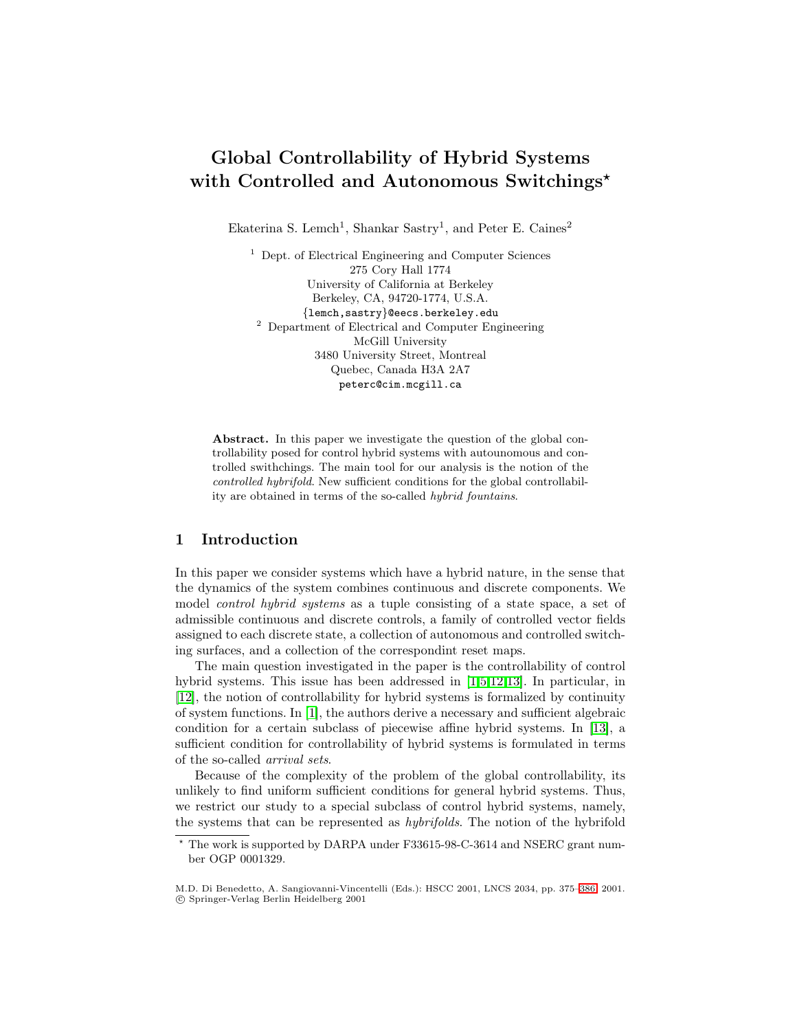# Global Controllability of Hybrid Systems with Controlled and Autonomous Switchings*

Ekaterina S. Lemch[1], Shankar Sastry[1], and Peter E. Caines[2]

[1] Dept. of Electrical Engineering and Computer Sciences
275 Cory Hall 1774
University of California at Berkeley
Berkeley, CA, 94720-1774, U.S.A.
{lemch,sastry}@eecs.berkeley.edu

[2] Department of Electrical and Computer Engineering
McGill University
3480 University Street, Montreal
Quebec, Canada H3A 2A7
peterc@cim.mcgill.ca

**Abstract.** In this paper we investigate the question of the global controllability posed for control hybrid systems with autounomous and controlled swithchings. The main tool for our analysis is the notion of the *controlled hybrifold*. New sufficient conditions for the global controllability are obtained in terms of the so-called *hybrid fountains*.

## 1 Introduction

In this paper we consider systems which have a hybrid nature, in the sense that the dynamics of the system combines continuous and discrete components. We model *control hybrid systems* as a tuple consisting of a state space, a set of admissible continuous and discrete controls, a family of controlled vector fields assigned to each discrete state, a collection of autonomous and controlled switching surfaces, and a collection of the correspondint reset maps.

The main question investigated in the paper is the controllability of control hybrid systems. This issue has been addressed in [1,5,12,13]. In particular, in [12], the notion of controllability for hybrid systems is formalized by continuity of system functions. In [1], the authors derive a necessary and sufficient algebraic condition for a certain subclass of piecewise affine hybrid systems. In [13], a sufficient condition for controllability of hybrid systems is formulated in terms of the so-called *arrival sets*.

Because of the complexity of the problem of the global controllability, its unlikely to find uniform sufficient conditions for general hybrid systems. Thus, we restrict our study to a special subclass of control hybrid systems, namely, the systems that can be represented as *hybrifolds*. The notion of the hybrifold

* The work is supported by DARPA under F33615-98-C-3614 and NSERC grant number OGP 0001329.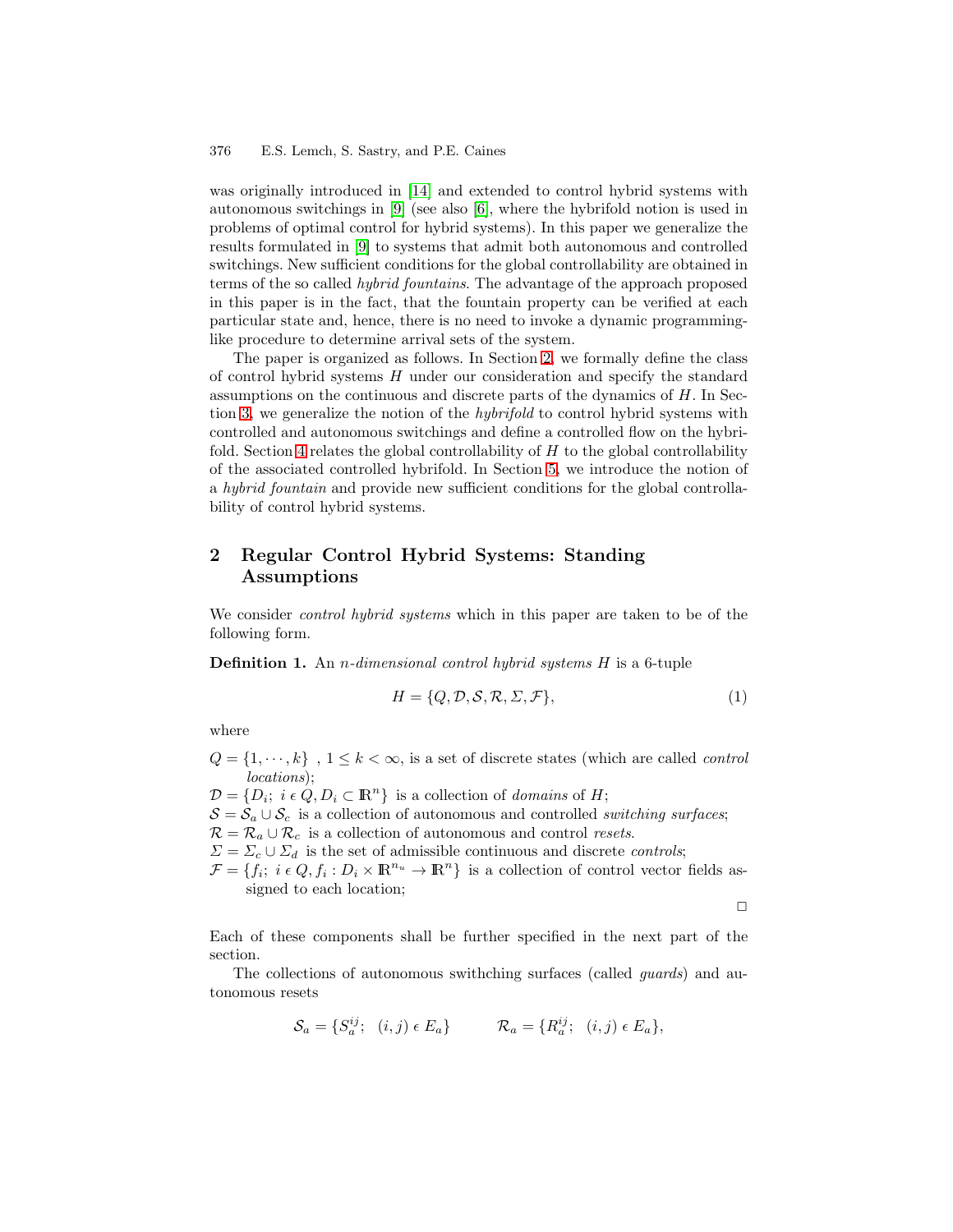was originally introduced in [14] and extended to control hybrid systems with autonomous switchings in [9] (see also [6], where the hybrifold notion is used in problems of optimal control for hybrid systems). In this paper we generalize the results formulated in [9] to systems that admit both autonomous and controlled switchings. New sufficient conditions for the global controllability are obtained in terms of the so called *hybrid fountains*. The advantage of the approach proposed in this paper is in the fact, that the fountain property can be verified at each particular state and, hence, there is no need to invoke a dynamic programming-like procedure to determine arrival sets of the system.

The paper is organized as follows. In Section 2, we formally define the class of control hybrid systems $H$ under our consideration and specify the standard assumptions on the continuous and discrete parts of the dynamics of $H$. In Section 3, we generalize the notion of the *hybrifold* to control hybrid systems with controlled and autonomous switchings and define a controlled flow on the hybrifold. Section 4 relates the global controllability of $H$ to the global controllability of the associated controlled hybrifold. In Section 5, we introduce the notion of a *hybrid fountain* and provide new sufficient conditions for the global controllability of control hybrid systems.

## 2 Regular Control Hybrid Systems: Standing Assumptions

We consider *control hybrid systems* which in this paper are taken to be of the following form.

**Definition 1.** An *n-dimensional control hybrid systems* $H$ is a 6-tuple

$$H = \{Q, \mathcal{D}, \mathcal{S}, \mathcal{R}, \Sigma, \mathcal{F}\}, \tag{1}$$

where

$Q = \{1, \cdots, k\}$ , $1 \leq k < \infty$, is a set of discrete states (which are called *control locations*);

$\mathcal{D} = \{D_i;\ i \,\epsilon\, Q, D_i \subset \mathbb{R}^n\}$ is a collection of *domains* of $H$;

$\mathcal{S} = \mathcal{S}_a \cup \mathcal{S}_c$ is a collection of autonomous and controlled *switching surfaces*;

$\mathcal{R} = \mathcal{R}_a \cup \mathcal{R}_c$ is a collection of autonomous and control *resets*.

$\Sigma = \Sigma_c \cup \Sigma_d$ is the set of admissible continuous and discrete *controls*;

$\mathcal{F} = \{f_i;\ i \,\epsilon\, Q, f_i : D_i \times \mathbb{R}^{n_u} \to \mathbb{R}^n\}$ is a collection of control vector fields assigned to each location;

□

Each of these components shall be further specified in the next part of the section.

The collections of autonomous swithching surfaces (called *guards*) and autonomous resets

$$\mathcal{S}_a = \{S_a^{ij};\ \ (i,j) \,\epsilon\, E_a\} \qquad \mathcal{R}_a = \{R_a^{ij};\ \ (i,j) \,\epsilon\, E_a\},$$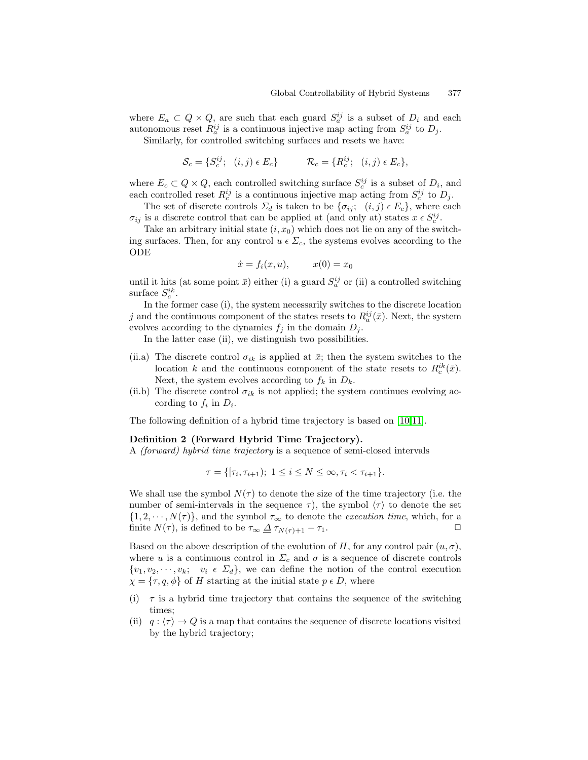where $E_a \subset Q \times Q$, are such that each guard $S_a^{ij}$ is a subset of $D_i$ and each autonomous reset $R_a^{ij}$ is a continuous injective map acting from $S_a^{ij}$ to $D_j$.

Similarly, for controlled switching surfaces and resets we have:

$$\mathcal{S}_c = \{S_c^{ij};\ \ (i,j) \,\epsilon\, E_c\} \qquad\qquad \mathcal{R}_c = \{R_c^{ij};\ \ (i,j) \,\epsilon\, E_c\},$$

where $E_c \subset Q \times Q$, each controlled switching surface $S_c^{ij}$ is a subset of $D_i$, and each controlled reset $R_c^{ij}$ is a continuous injective map acting from $S_c^{ij}$ to $D_j$.

The set of discrete controls $\Sigma_d$ is taken to be $\{\sigma_{ij};\ \ (i,j) \,\epsilon\, E_c\}$, where each $\sigma_{ij}$ is a discrete control that can be applied at (and only at) states $x \,\epsilon\, S_c^{ij}$.

Take an arbitrary initial state $(i, x_0)$ which does not lie on any of the switching surfaces. Then, for any control $u \,\epsilon\, \Sigma_c$, the systems evolves according to the ODE

$$\dot{x} = f_i(x, u), \qquad x(0) = x_0$$

until it hits (at some point $\bar{x}$) either (i) a guard $S_a^{ij}$ or (ii) a controlled switching surface $S_c^{ik}$.

In the former case (i), the system necessarily switches to the discrete location $j$ and the continuous component of the states resets to $R_a^{ij}(\bar{x})$. Next, the system evolves according to the dynamics $f_j$ in the domain $D_j$.

In the latter case (ii), we distinguish two possibilities.

(ii.a) The discrete control $\sigma_{ik}$ is applied at $\bar{x}$; then the system switches to the location $k$ and the continuous component of the state resets to $R_c^{ik}(\bar{x})$. Next, the system evolves according to $f_k$ in $D_k$.

(ii.b) The discrete control $\sigma_{ik}$ is not applied; the system continues evolving according to $f_i$ in $D_i$.

The following definition of a hybrid time trajectory is based on [10,11].

**Definition 2 (Forward Hybrid Time Trajectory).**
A *(forward) hybrid time trajectory* is a sequence of semi-closed intervals

$$\tau = \{[\tau_i, \tau_{i+1});\ 1 \leq i \leq N \leq \infty, \tau_i < \tau_{i+1}\}.$$

We shall use the symbol $N(\tau)$ to denote the size of the time trajectory (i.e. the number of semi-intervals in the sequence $\tau$), the symbol $\langle \tau \rangle$ to denote the set $\{1, 2, \cdots, N(\tau)\}$, and the symbol $\tau_\infty$ to denote the *execution time*, which, for a finite $N(\tau)$, is defined to be $\tau_\infty \,\underline{\Delta}\, \tau_{N(\tau)+1} - \tau_1$. □

Based on the above description of the evolution of $H$, for any control pair $(u, \sigma)$, where $u$ is a continuous control in $\Sigma_c$ and $\sigma$ is a sequence of discrete controls $\{v_1, v_2, \cdots, v_k;\ \ v_i \,\epsilon\, \Sigma_d\}$, we can define the notion of the control execution $\chi = \{\tau, q, \phi\}$ of $H$ starting at the initial state $p \,\epsilon\, D$, where

(i) $\tau$ is a hybrid time trajectory that contains the sequence of the switching times;

(ii) $q : \langle \tau \rangle \to Q$ is a map that contains the sequence of discrete locations visited by the hybrid trajectory;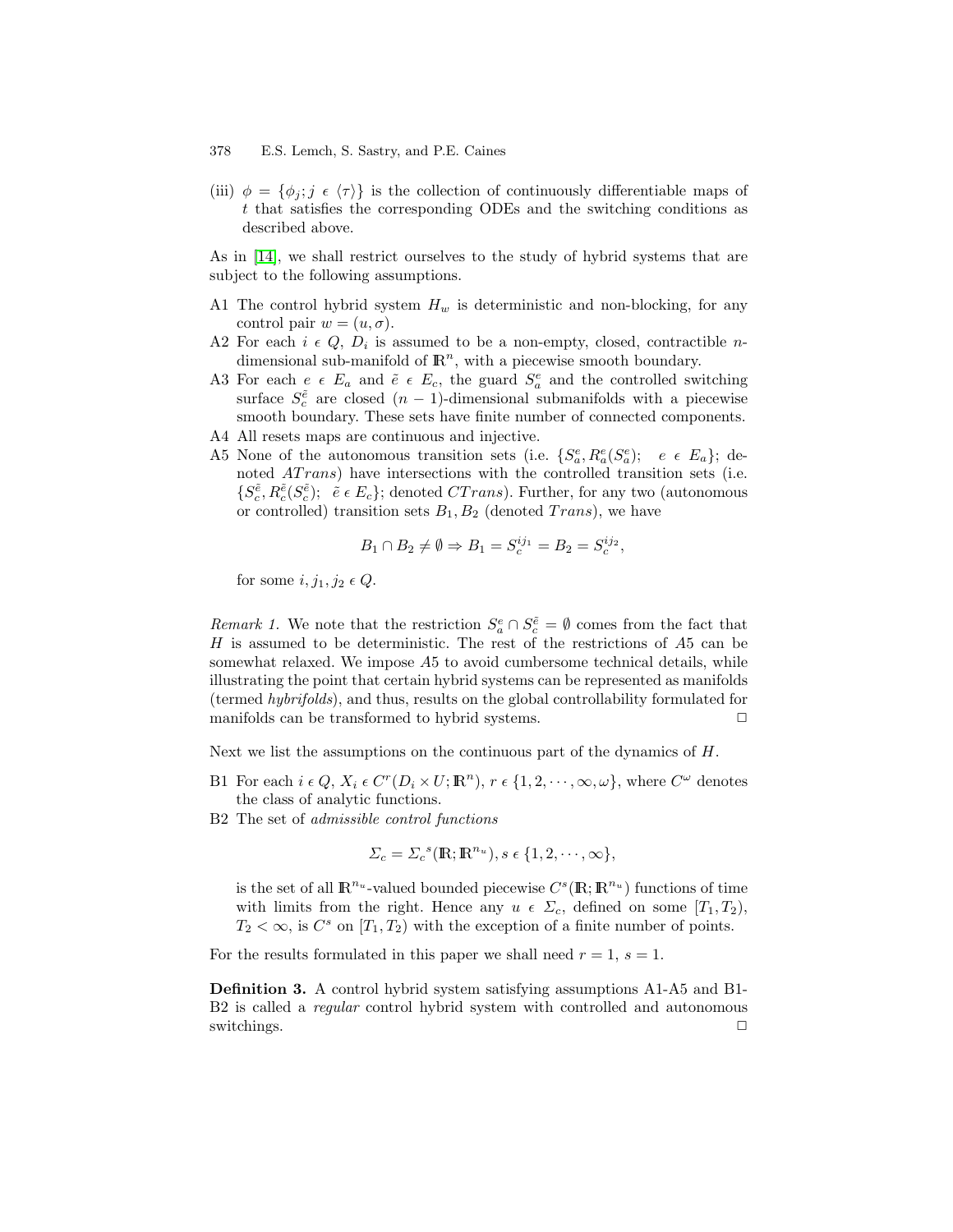(iii) $\phi = \{\phi_j; j \,\epsilon\, \langle\tau\rangle\}$ is the collection of continuously differentiable maps of $t$ that satisfies the corresponding ODEs and the switching conditions as described above.

As in [14], we shall restrict ourselves to the study of hybrid systems that are subject to the following assumptions.

A1 The control hybrid system $H_w$ is deterministic and non-blocking, for any control pair $w = (u, \sigma)$.

A2 For each $i \,\epsilon\, Q$, $D_i$ is assumed to be a non-empty, closed, contractible $n$-dimensional sub-manifold of $\mathbb{R}^n$, with a piecewise smooth boundary.

A3 For each $e \,\epsilon\, E_a$ and $\tilde{e} \,\epsilon\, E_c$, the guard $S_a^e$ and the controlled switching surface $S_c^{\tilde{e}}$ are closed $(n-1)$-dimensional submanifolds with a piecewise smooth boundary. These sets have finite number of connected components.

A4 All resets maps are continuous and injective.

A5 None of the autonomous transition sets (i.e. $\{S_a^e, R_a^e(S_a^e); \quad e \,\epsilon\, E_a\}$; denoted $ATrans$) have intersections with the controlled transition sets (i.e. $\{S_c^{\tilde{e}}, R_c^{\tilde{e}}(S_c^{\tilde{e}}); \;\; \tilde{e} \,\epsilon\, E_c\}$; denoted $CTrans$). Further, for any two (autonomous or controlled) transition sets $B_1, B_2$ (denoted $Trans$), we have

$$B_1 \cap B_2 \neq \emptyset \Rightarrow B_1 = S_c^{ij_1} = B_2 = S_c^{ij_2},$$

for some $i, j_1, j_2 \,\epsilon\, Q$.

*Remark 1.* We note that the restriction $S_a^e \cap S_c^{\tilde{e}} = \emptyset$ comes from the fact that $H$ is assumed to be deterministic. The rest of the restrictions of $A5$ can be somewhat relaxed. We impose $A5$ to avoid cumbersome technical details, while illustrating the point that certain hybrid systems can be represented as manifolds (termed *hybrifolds*), and thus, results on the global controllability formulated for manifolds can be transformed to hybrid systems. □

Next we list the assumptions on the continuous part of the dynamics of $H$.

B1 For each $i \,\epsilon\, Q$, $X_i \,\epsilon\, C^r(D_i \times U; \mathbb{R}^n)$, $r \,\epsilon\, \{1, 2, \cdots, \infty, \omega\}$, where $C^\omega$ denotes the class of analytic functions.

B2 The set of *admissible control functions*

$$\Sigma_c = {\Sigma_c}^s(\mathbb{R}; \mathbb{R}^{n_u}), s \,\epsilon\, \{1, 2, \cdots, \infty\},$$

is the set of all $\mathbb{R}^{n_u}$-valued bounded piecewise $C^s(\mathbb{R}; \mathbb{R}^{n_u})$ functions of time with limits from the right. Hence any $u \,\epsilon\, \Sigma_c$, defined on some $[T_1, T_2)$, $T_2 < \infty$, is $C^s$ on $[T_1, T_2)$ with the exception of a finite number of points.

For the results formulated in this paper we shall need $r = 1$, $s = 1$.

**Definition 3.** A control hybrid system satisfying assumptions A1-A5 and B1-B2 is called a *regular* control hybrid system with controlled and autonomous switchings. □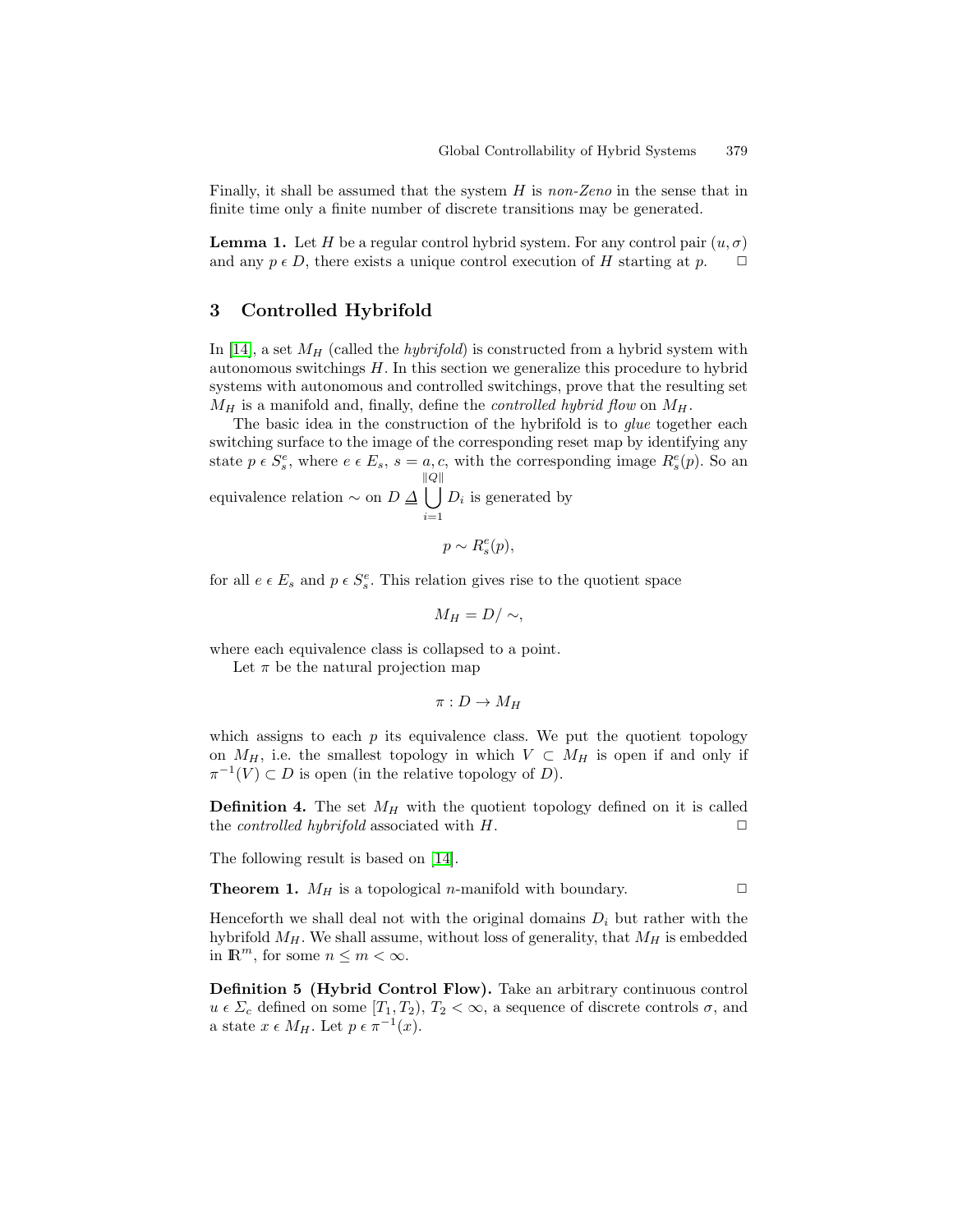Finally, it shall be assumed that the system $H$ is *non-Zeno* in the sense that in finite time only a finite number of discrete transitions may be generated.

**Lemma 1.** Let $H$ be a regular control hybrid system. For any control pair $(u, \sigma)$ and any $p \,\epsilon\, D$, there exists a unique control execution of $H$ starting at $p$. $\square$

## 3 Controlled Hybrifold

In [14], a set $M_H$ (called the *hybrifold*) is constructed from a hybrid system with autonomous switchings $H$. In this section we generalize this procedure to hybrid systems with autonomous and controlled switchings, prove that the resulting set $M_H$ is a manifold and, finally, define the *controlled hybrid flow* on $M_H$.

The basic idea in the construction of the hybrifold is to *glue* together each switching surface to the image of the corresponding reset map by identifying any state $p \,\epsilon\, S_s^e$, where $e \,\epsilon\, E_s$, $s = a, c$, with the corresponding image $R_s^e(p)$. So an equivalence relation $\sim$ on $D \trianglelefteq \bigcup_{i=1}^{\|Q\|} D_i$ is generated by

$$p \sim R_s^e(p),$$

for all $e \,\epsilon\, E_s$ and $p \,\epsilon\, S_s^e$. This relation gives rise to the quotient space

$$M_H = D/\sim,$$

where each equivalence class is collapsed to a point.

Let $\pi$ be the natural projection map

$$\pi : D \to M_H$$

which assigns to each $p$ its equivalence class. We put the quotient topology on $M_H$, i.e. the smallest topology in which $V \subset M_H$ is open if and only if $\pi^{-1}(V) \subset D$ is open (in the relative topology of $D$).

**Definition 4.** The set $M_H$ with the quotient topology defined on it is called the *controlled hybrifold* associated with $H$. $\square$

The following result is based on [14].

**Theorem 1.** $M_H$ is a topological $n$-manifold with boundary. $\square$

Henceforth we shall deal not with the original domains $D_i$ but rather with the hybrifold $M_H$. We shall assume, without loss of generality, that $M_H$ is embedded in $\mathbb{R}^m$, for some $n \leq m < \infty$.

**Definition 5 (Hybrid Control Flow).** Take an arbitrary continuous control $u \,\epsilon\, \Sigma_c$ defined on some $[T_1, T_2)$, $T_2 < \infty$, a sequence of discrete controls $\sigma$, and a state $x \,\epsilon\, M_H$. Let $p \,\epsilon\, \pi^{-1}(x)$.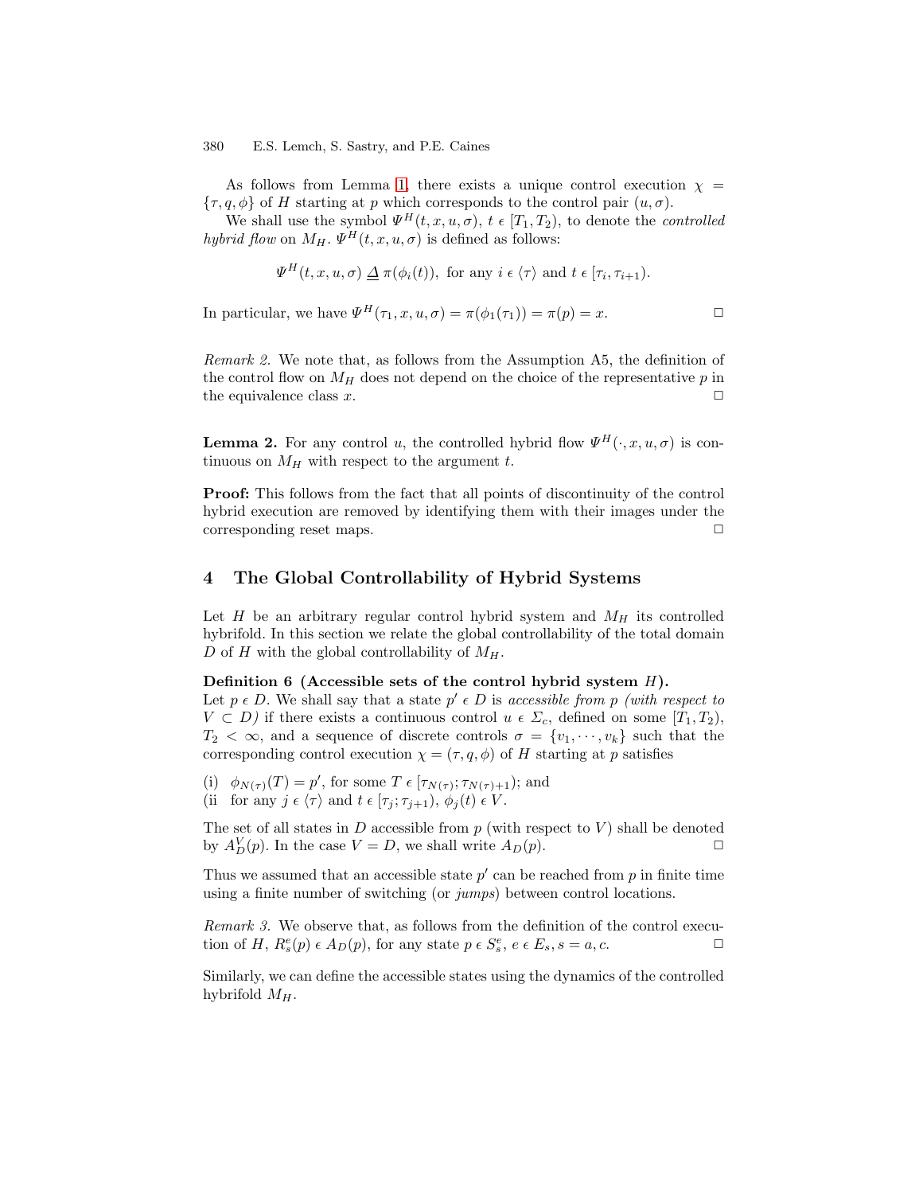As follows from Lemma 1, there exists a unique control execution $\chi = \{\tau, q, \phi\}$ of $H$ starting at $p$ which corresponds to the control pair $(u, \sigma)$.

We shall use the symbol $\Psi^H(t, x, u, \sigma)$, $t \in [T_1, T_2)$, to denote the *controlled hybrid flow* on $M_H$. $\Psi^H(t, x, u, \sigma)$ is defined as follows:

$$\Psi^H(t, x, u, \sigma) \underline{\Delta} \, \pi(\phi_i(t)), \text{ for any } i \in \langle \tau \rangle \text{ and } t \in [\tau_i, \tau_{i+1}).$$

In particular, we have $\Psi^H(\tau_1, x, u, \sigma) = \pi(\phi_1(\tau_1)) = \pi(p) = x$. □

*Remark 2.* We note that, as follows from the Assumption A5, the definition of the control flow on $M_H$ does not depend on the choice of the representative $p$ in the equivalence class $x$. □

**Lemma 2.** For any control $u$, the controlled hybrid flow $\Psi^H(\cdot, x, u, \sigma)$ is continuous on $M_H$ with respect to the argument $t$.

**Proof:** This follows from the fact that all points of discontinuity of the control hybrid execution are removed by identifying them with their images under the corresponding reset maps. □

## 4 The Global Controllability of Hybrid Systems

Let $H$ be an arbitrary regular control hybrid system and $M_H$ its controlled hybrifold. In this section we relate the global controllability of the total domain $D$ of $H$ with the global controllability of $M_H$.

**Definition 6 (Accessible sets of the control hybrid system $H$).**
Let $p \in D$. We shall say that a state $p' \in D$ is *accessible from* $p$ *(with respect to* $V \subset D$*)* if there exists a continuous control $u \in \Sigma_c$, defined on some $[T_1, T_2)$, $T_2 < \infty$, and a sequence of discrete controls $\sigma = \{v_1, \cdots, v_k\}$ such that the corresponding control execution $\chi = (\tau, q, \phi)$ of $H$ starting at $p$ satisfies

(i) $\phi_{N(\tau)}(T) = p'$, for some $T \in [\tau_{N(\tau)}; \tau_{N(\tau)+1})$; and
(ii for any $j \in \langle \tau \rangle$ and $t \in [\tau_j; \tau_{j+1})$, $\phi_j(t) \in V$.

The set of all states in $D$ accessible from $p$ (with respect to $V$) shall be denoted by $A_D^V(p)$. In the case $V = D$, we shall write $A_D(p)$. □

Thus we assumed that an accessible state $p'$ can be reached from $p$ in finite time using a finite number of switching (or *jumps*) between control locations.

*Remark 3.* We observe that, as follows from the definition of the control execution of $H$, $R_s^e(p) \in A_D(p)$, for any state $p \in S_s^e$, $e \in E_s$, $s = a, c$. □

Similarly, we can define the accessible states using the dynamics of the controlled hybrifold $M_H$.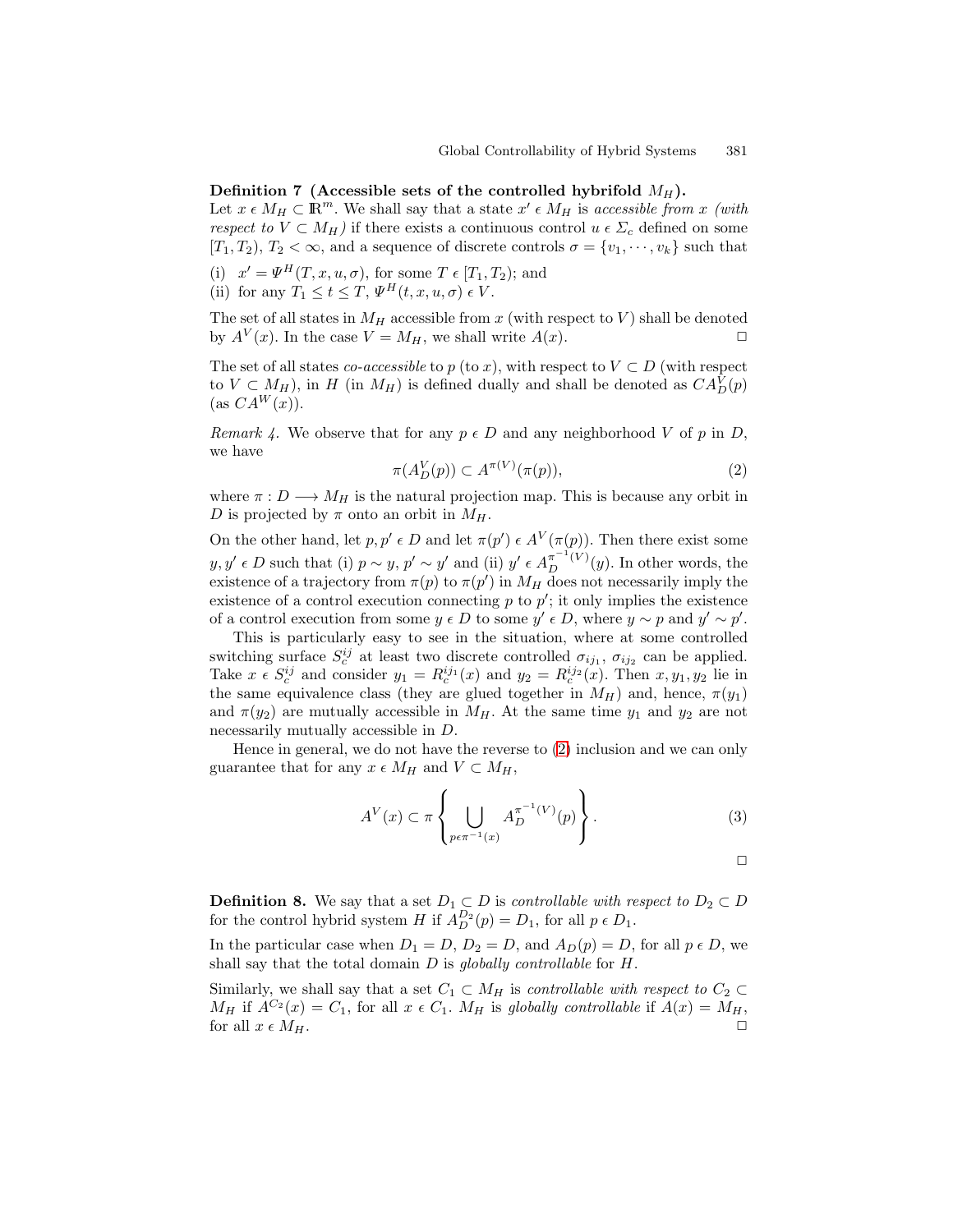**Definition 7 (Accessible sets of the controlled hybrifold $M_H$).**
Let $x \in M_H \subset \mathbb{R}^m$. We shall say that a state $x' \in M_H$ is *accessible from* $x$ *(with respect to* $V \subset M_H$*)* if there exists a continuous control $u \in \Sigma_c$ defined on some $[T_1, T_2)$, $T_2 < \infty$, and a sequence of discrete controls $\sigma = \{v_1, \cdots, v_k\}$ such that

(i) $x' = \Psi^H(T, x, u, \sigma)$, for some $T \in [T_1, T_2)$; and
(ii) for any $T_1 \leq t \leq T$, $\Psi^H(t, x, u, \sigma) \in V$.

The set of all states in $M_H$ accessible from $x$ (with respect to $V$) shall be denoted by $A^V(x)$. In the case $V = M_H$, we shall write $A(x)$. □

The set of all states *co-accessible* to $p$ (to $x$), with respect to $V \subset D$ (with respect to $V \subset M_H$), in $H$ (in $M_H$) is defined dually and shall be denoted as $CA_D^V(p)$ (as $CA^W(x)$).

*Remark 4.* We observe that for any $p \in D$ and any neighborhood $V$ of $p$ in $D$, we have

$$\pi(A_D^V(p)) \subset A^{\pi(V)}(\pi(p)), \tag{2}$$

where $\pi : D \longrightarrow M_H$ is the natural projection map. This is because any orbit in $D$ is projected by $\pi$ onto an orbit in $M_H$.

On the other hand, let $p, p' \in D$ and let $\pi(p') \in A^V(\pi(p))$. Then there exist some $y, y' \in D$ such that (i) $p \sim y$, $p' \sim y'$ and (ii) $y' \in A_D^{\pi^{-1}(V)}(y)$. In other words, the existence of a trajectory from $\pi(p)$ to $\pi(p')$ in $M_H$ does not necessarily imply the existence of a control execution connecting $p$ to $p'$; it only implies the existence of a control execution from some $y \in D$ to some $y' \in D$, where $y \sim p$ and $y' \sim p'$.

This is particularly easy to see in the situation, where at some controlled switching surface $S_c^{ij}$ at least two discrete controlled $\sigma_{ij_1}$, $\sigma_{ij_2}$ can be applied. Take $x \in S_c^{ij}$ and consider $y_1 = R_c^{ij_1}(x)$ and $y_2 = R_c^{ij_2}(x)$. Then $x, y_1, y_2$ lie in the same equivalence class (they are glued together in $M_H$) and, hence, $\pi(y_1)$ and $\pi(y_2)$ are mutually accessible in $M_H$. At the same time $y_1$ and $y_2$ are not necessarily mutually accessible in $D$.

Hence in general, we do not have the reverse to (2) inclusion and we can only guarantee that for any $x \in M_H$ and $V \subset M_H$,

$$A^V(x) \subset \pi \left\{ \bigcup_{p \in \pi^{-1}(x)} A_D^{\pi^{-1}(V)}(p) \right\}. \tag{3}$$

□

**Definition 8.** We say that a set $D_1 \subset D$ is *controllable with respect to* $D_2 \subset D$ for the control hybrid system $H$ if $A_D^{D_2}(p) = D_1$, for all $p \in D_1$.

In the particular case when $D_1 = D$, $D_2 = D$, and $A_D(p) = D$, for all $p \in D$, we shall say that the total domain $D$ is *globally controllable* for $H$.

Similarly, we shall say that a set $C_1 \subset M_H$ is *controllable with respect to* $C_2 \subset M_H$ if $A^{C_2}(x) = C_1$, for all $x \in C_1$. $M_H$ is *globally controllable* if $A(x) = M_H$, for all $x \in M_H$. □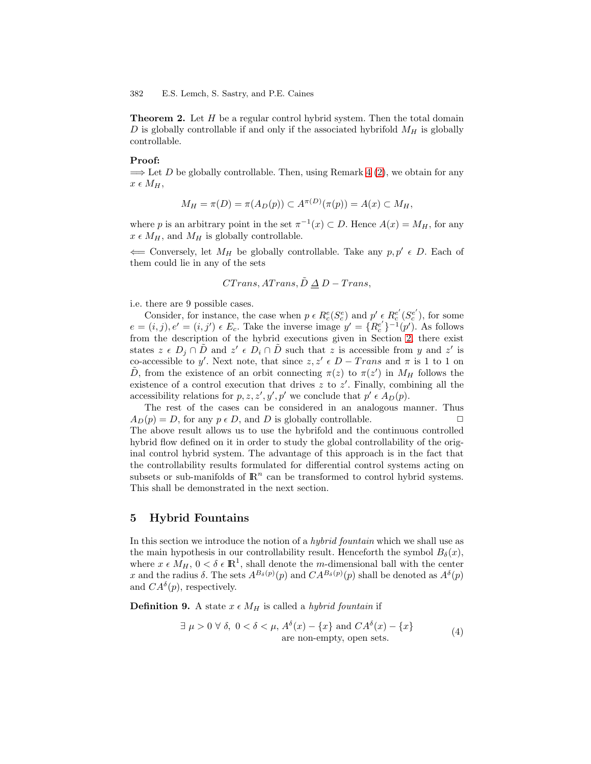**Theorem 2.** Let $H$ be a regular control hybrid system. Then the total domain $D$ is globally controllable if and only if the associated hybrifold $M_H$ is globally controllable.

**Proof:**

$\Longrightarrow$ Let $D$ be globally controllable. Then, using Remark 4 (2), we obtain for any $x \in M_H$,

$$M_H = \pi(D) = \pi(A_D(p)) \subset A^{\pi(D)}(\pi(p)) = A(x) \subset M_H,$$

where $p$ is an arbitrary point in the set $\pi^{-1}(x) \subset D$. Hence $A(x) = M_H$, for any $x \in M_H$, and $M_H$ is globally controllable.

$\Longleftarrow$ Conversely, let $M_H$ be globally controllable. Take any $p, p' \in D$. Each of them could lie in any of the sets

$$CTrans, ATrans, \tilde{D} \underline{\Delta} D - Trans,$$

i.e. there are 9 possible cases.

Consider, for instance, the case when $p \in R_c^e(S_c^e)$ and $p' \in R_c^{e'}(S_c^{e'})$, for some $e = (i,j), e' = (i,j') \in E_c$. Take the inverse image $y' = \{R_c^{e'}\}^{-1}(p')$. As follows from the description of the hybrid executions given in Section 2, there exist states $z \in D_j \cap \tilde{D}$ and $z' \in D_i \cap \tilde{D}$ such that $z$ is accessible from $y$ and $z'$ is co-accessible to $y'$. Next note, that since $z, z' \in D - Trans$ and $\pi$ is 1 to 1 on $\tilde{D}$, from the existence of an orbit connecting $\pi(z)$ to $\pi(z')$ in $M_H$ follows the existence of a control execution that drives $z$ to $z'$. Finally, combining all the accessibility relations for $p, z, z', y', p'$ we conclude that $p' \in A_D(p)$.

The rest of the cases can be considered in an analogous manner. Thus $A_D(p) = D$, for any $p \in D$, and $D$ is globally controllable. □

The above result allows us to use the hybrifold and the continuous controlled hybrid flow defined on it in order to study the global controllability of the original control hybrid system. The advantage of this approach is in the fact that the controllability results formulated for differential control systems acting on subsets or sub-manifolds of $\mathbb{R}^n$ can be transformed to control hybrid systems. This shall be demonstrated in the next section.

## 5 Hybrid Fountains

In this section we introduce the notion of a *hybrid fountain* which we shall use as the main hypothesis in our controllability result. Henceforth the symbol $B_\delta(x)$, where $x \in M_H$, $0 < \delta \in \mathbb{R}^1$, shall denote the $m$-dimensional ball with the center $x$ and the radius $\delta$. The sets $A^{B_\delta(p)}(p)$ and $CA^{B_\delta(p)}(p)$ shall be denoted as $A^\delta(p)$ and $CA^\delta(p)$, respectively.

**Definition 9.** A state $x \in M_H$ is called a *hybrid fountain* if

$$\exists\ \mu > 0\ \forall\ \delta,\ 0 < \delta < \mu,\ A^\delta(x) - \{x\} \text{ and } CA^\delta(x) - \{x\} \text{ are non-empty, open sets.} \tag{4}$$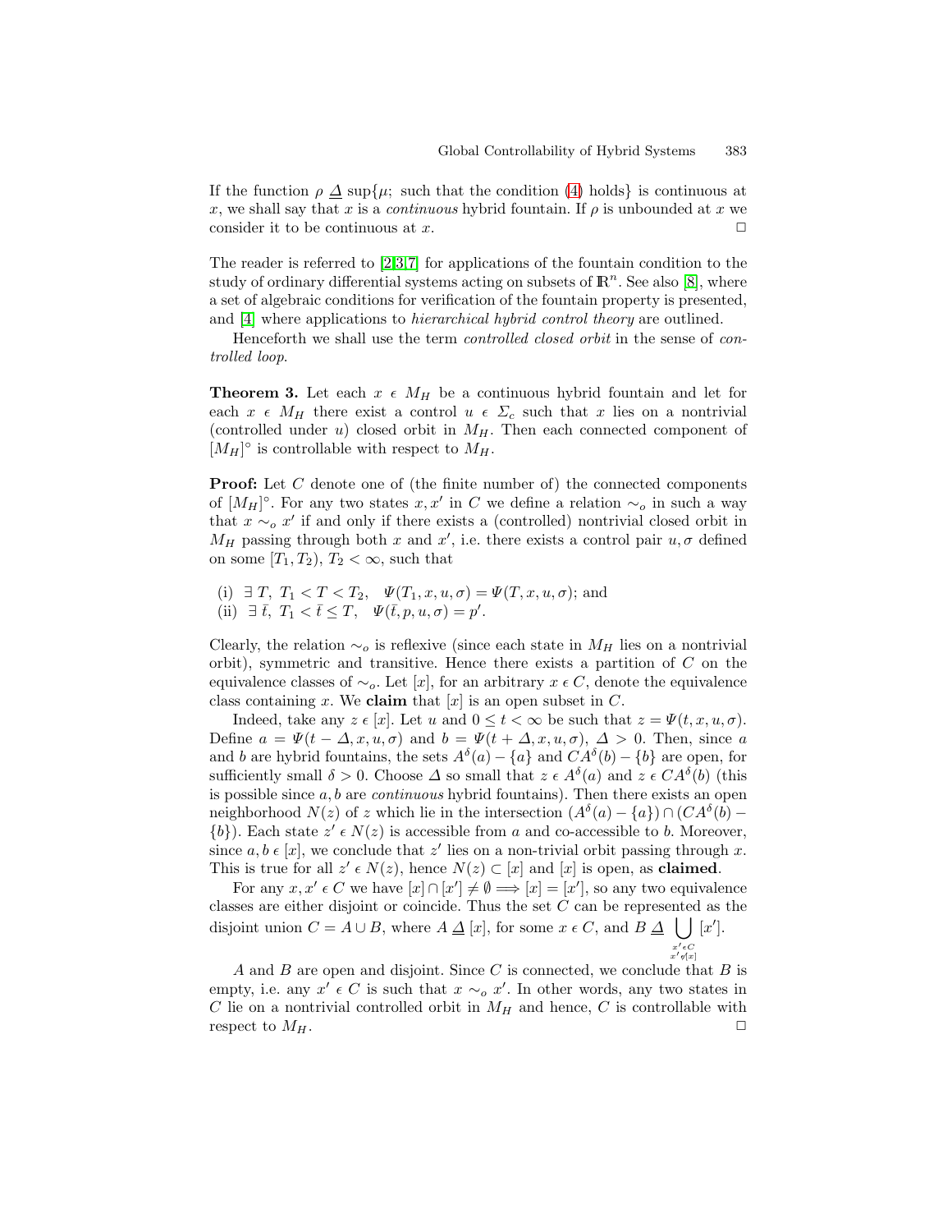If the function $\rho \triangleq \sup\{\mu;$ such that the condition (4) holds$\}$ is continuous at $x$, we shall say that $x$ is a *continuous* hybrid fountain. If $\rho$ is unbounded at $x$ we consider it to be continuous at $x$. □

The reader is referred to [2,3,7] for applications of the fountain condition to the study of ordinary differential systems acting on subsets of $\mathbb{R}^n$. See also [8], where a set of algebraic conditions for verification of the fountain property is presented, and [4] where applications to *hierarchical hybrid control theory* are outlined.

Henceforth we shall use the term *controlled closed orbit* in the sense of *controlled loop*.

**Theorem 3.** Let each $x \in M_H$ be a continuous hybrid fountain and let for each $x \in M_H$ there exist a control $u \in \Sigma_c$ such that $x$ lies on a nontrivial (controlled under $u$) closed orbit in $M_H$. Then each connected component of $[M_H]^\circ$ is controllable with respect to $M_H$.

**Proof:** Let $C$ denote one of (the finite number of) the connected components of $[M_H]^\circ$. For any two states $x, x'$ in $C$ we define a relation $\sim_o$ in such a way that $x \sim_o x'$ if and only if there exists a (controlled) nontrivial closed orbit in $M_H$ passing through both $x$ and $x'$, i.e. there exists a control pair $u, \sigma$ defined on some $[T_1, T_2)$, $T_2 < \infty$, such that

(i) $\exists\ T,\ T_1 < T < T_2,\quad \Psi(T_1, x, u, \sigma) = \Psi(T, x, u, \sigma)$; and
(ii) $\exists\ \bar{t},\ T_1 < \bar{t} \leq T,\quad \Psi(\bar{t}, p, u, \sigma) = p'$.

Clearly, the relation $\sim_o$ is reflexive (since each state in $M_H$ lies on a nontrivial orbit), symmetric and transitive. Hence there exists a partition of $C$ on the equivalence classes of $\sim_o$. Let $[x]$, for an arbitrary $x \in C$, denote the equivalence class containing $x$. We **claim** that $[x]$ is an open subset in $C$.

Indeed, take any $z \in [x]$. Let $u$ and $0 \leq t < \infty$ be such that $z = \Psi(t, x, u, \sigma)$. Define $a = \Psi(t - \Delta, x, u, \sigma)$ and $b = \Psi(t + \Delta, x, u, \sigma)$, $\Delta > 0$. Then, since $a$ and $b$ are hybrid fountains, the sets $A^\delta(a) - \{a\}$ and $CA^\delta(b) - \{b\}$ are open, for sufficiently small $\delta > 0$. Choose $\Delta$ so small that $z \in A^\delta(a)$ and $z \in CA^\delta(b)$ (this is possible since $a, b$ are *continuous* hybrid fountains). Then there exists an open neighborhood $N(z)$ of $z$ which lie in the intersection $(A^\delta(a) - \{a\}) \cap (CA^\delta(b) - \{b\})$. Each state $z' \in N(z)$ is accessible from $a$ and co-accessible to $b$. Moreover, since $a, b \in [x]$, we conclude that $z'$ lies on a non-trivial orbit passing through $x$. This is true for all $z' \in N(z)$, hence $N(z) \subset [x]$ and $[x]$ is open, as **claimed**.

For any $x, x' \in C$ we have $[x] \cap [x'] \neq \emptyset \Longrightarrow [x] = [x']$, so any two equivalence classes are either disjoint or coincide. Thus the set $C$ can be represented as the disjoint union $C = A \cup B$, where $A \triangleq [x]$, for some $x \in C$, and $B \triangleq \bigcup_{\substack{x' \in C \\ x' \notin [x]}} [x']$.

$A$ and $B$ are open and disjoint. Since $C$ is connected, we conclude that $B$ is empty, i.e. any $x' \in C$ is such that $x \sim_o x'$. In other words, any two states in $C$ lie on a nontrivial controlled orbit in $M_H$ and hence, $C$ is controllable with respect to $M_H$. □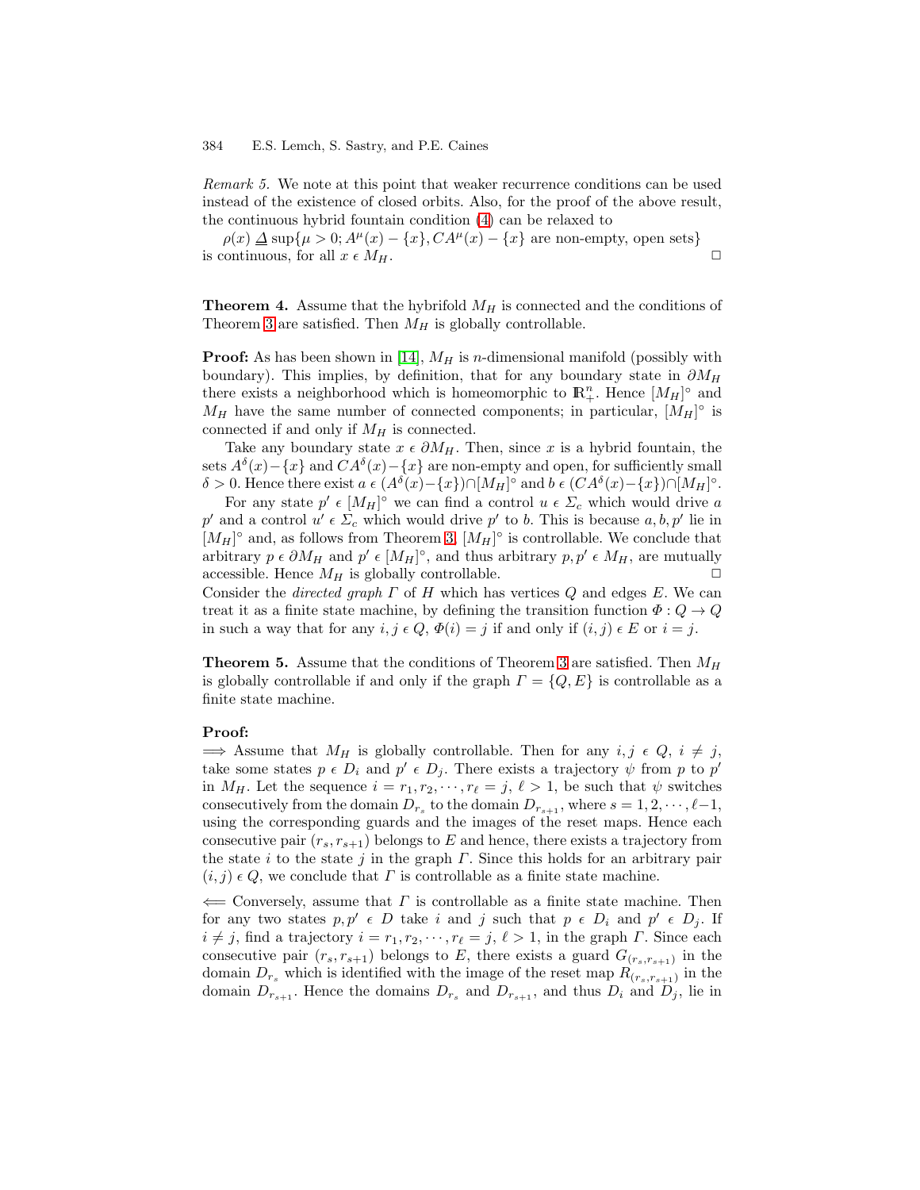*Remark 5.* We note at this point that weaker recurrence conditions can be used instead of the existence of closed orbits. Also, for the proof of the above result, the continuous hybrid fountain condition (4) can be relaxed to

$\rho(x) \triangleq \sup\{\mu > 0; A^{\mu}(x) - \{x\}, CA^{\mu}(x) - \{x\}$ are non-empty, open sets$\}$ is continuous, for all $x \in M_H$. □

**Theorem 4.** Assume that the hybrifold $M_H$ is connected and the conditions of Theorem 3 are satisfied. Then $M_H$ is globally controllable.

**Proof:** As has been shown in [14], $M_H$ is $n$-dimensional manifold (possibly with boundary). This implies, by definition, that for any boundary state in $\partial M_H$ there exists a neighborhood which is homeomorphic to $\mathbb{R}^n_+$. Hence $[M_H]^\circ$ and $M_H$ have the same number of connected components; in particular, $[M_H]^\circ$ is connected if and only if $M_H$ is connected.

Take any boundary state $x \in \partial M_H$. Then, since $x$ is a hybrid fountain, the sets $A^\delta(x) - \{x\}$ and $CA^\delta(x) - \{x\}$ are non-empty and open, for sufficiently small $\delta > 0$. Hence there exist $a \in (A^\delta(x) - \{x\}) \cap [M_H]^\circ$ and $b \in (CA^\delta(x) - \{x\}) \cap [M_H]^\circ$.

For any state $p' \in [M_H]^\circ$ we can find a control $u \in \Sigma_c$ which would drive $a$ $p'$ and a control $u' \in \Sigma_c$ which would drive $p'$ to $b$. This is because $a, b, p'$ lie in $[M_H]^\circ$ and, as follows from Theorem 3, $[M_H]^\circ$ is controllable. We conclude that arbitrary $p \in \partial M_H$ and $p' \in [M_H]^\circ$, and thus arbitrary $p, p' \in M_H$, are mutually accessible. Hence $M_H$ is globally controllable. □

Consider the *directed graph* $\Gamma$ of $H$ which has vertices $Q$ and edges $E$. We can treat it as a finite state machine, by defining the transition function $\Phi : Q \to Q$ in such a way that for any $i, j \in Q$, $\Phi(i) = j$ if and only if $(i, j) \in E$ or $i = j$.

**Theorem 5.** Assume that the conditions of Theorem 3 are satisfied. Then $M_H$ is globally controllable if and only if the graph $\Gamma = \{Q, E\}$ is controllable as a finite state machine.

**Proof:**
$\Longrightarrow$ Assume that $M_H$ is globally controllable. Then for any $i, j \in Q$, $i \neq j$, take some states $p \in D_i$ and $p' \in D_j$. There exists a trajectory $\psi$ from $p$ to $p'$ in $M_H$. Let the sequence $i = r_1, r_2, \cdots, r_\ell = j$, $\ell > 1$, be such that $\psi$ switches consecutively from the domain $D_{r_s}$ to the domain $D_{r_{s+1}}$, where $s = 1, 2, \cdots, \ell - 1$, using the corresponding guards and the images of the reset maps. Hence each consecutive pair $(r_s, r_{s+1})$ belongs to $E$ and hence, there exists a trajectory from the state $i$ to the state $j$ in the graph $\Gamma$. Since this holds for an arbitrary pair $(i, j) \in Q$, we conclude that $\Gamma$ is controllable as a finite state machine.

$\Longleftarrow$ Conversely, assume that $\Gamma$ is controllable as a finite state machine. Then for any two states $p, p' \in D$ take $i$ and $j$ such that $p \in D_i$ and $p' \in D_j$. If $i \neq j$, find a trajectory $i = r_1, r_2, \cdots, r_\ell = j$, $\ell > 1$, in the graph $\Gamma$. Since each consecutive pair $(r_s, r_{s+1})$ belongs to $E$, there exists a guard $G_{(r_s, r_{s+1})}$ in the domain $D_{r_s}$ which is identified with the image of the reset map $R_{(r_s, r_{s+1})}$ in the domain $D_{r_{s+1}}$. Hence the domains $D_{r_s}$ and $D_{r_{s+1}}$, and thus $D_i$ and $D_j$, lie in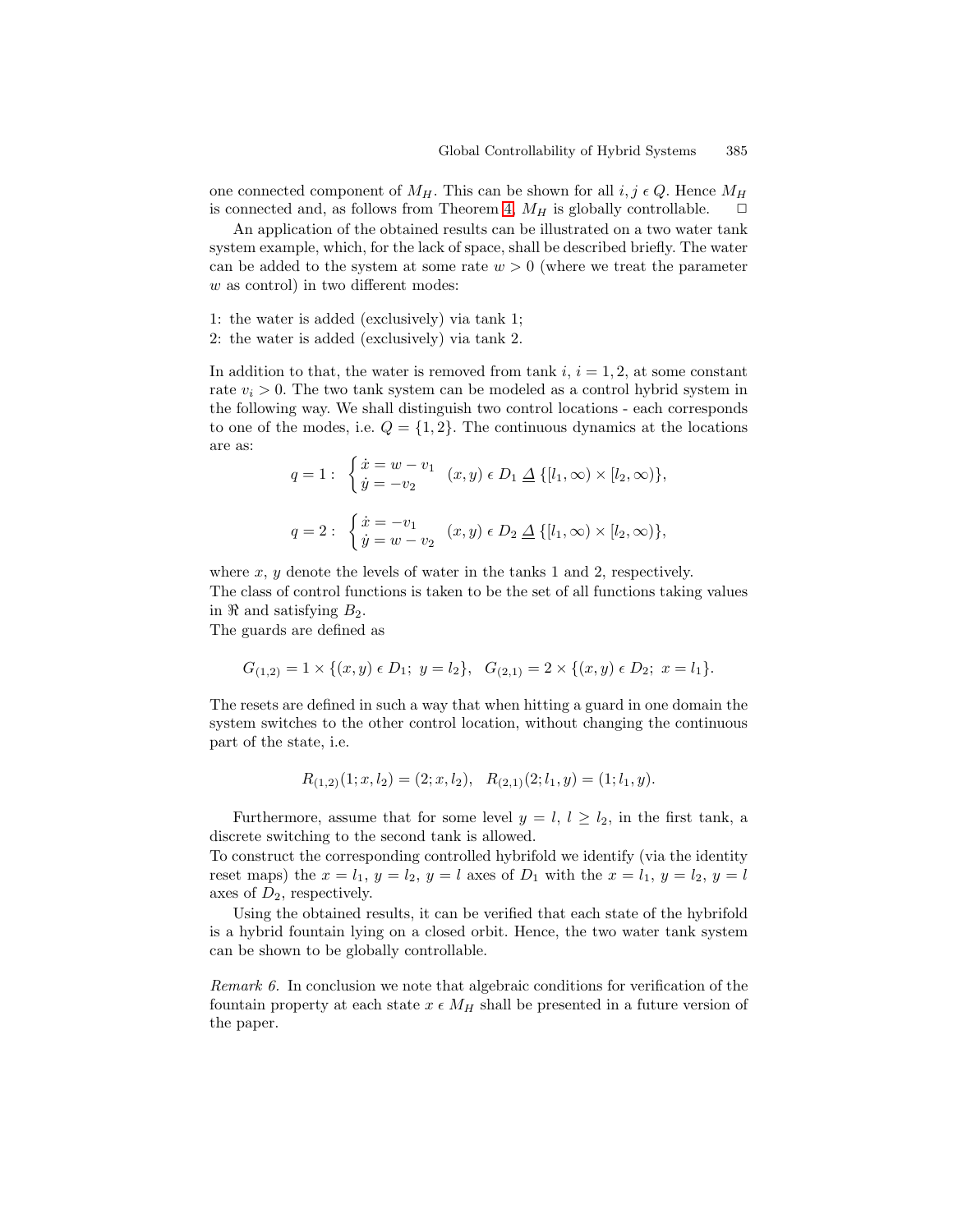one connected component of $M_H$. This can be shown for all $i, j \,\epsilon\, Q$. Hence $M_H$ is connected and, as follows from Theorem 4, $M_H$ is globally controllable. $\Box$

An application of the obtained results can be illustrated on a two water tank system example, which, for the lack of space, shall be described briefly. The water can be added to the system at some rate $w > 0$ (where we treat the parameter $w$ as control) in two different modes:

1: the water is added (exclusively) via tank 1;
2: the water is added (exclusively) via tank 2.

In addition to that, the water is removed from tank $i$, $i = 1, 2$, at some constant rate $v_i > 0$. The two tank system can be modeled as a control hybrid system in the following way. We shall distinguish two control locations - each corresponds to one of the modes, i.e. $Q = \{1, 2\}$. The continuous dynamics at the locations are as:

$$q = 1: \begin{cases} \dot{x} = w - v_1 \\ \dot{y} = -v_2 \end{cases} (x, y) \,\epsilon\, D_1 \,\underline{\Delta}\, \{[l_1, \infty) \times [l_2, \infty)\},$$

$$q = 2: \begin{cases} \dot{x} = -v_1 \\ \dot{y} = w - v_2 \end{cases} (x, y) \,\epsilon\, D_2 \,\underline{\Delta}\, \{[l_1, \infty) \times [l_2, \infty)\},$$

where $x$, $y$ denote the levels of water in the tanks 1 and 2, respectively.
The class of control functions is taken to be the set of all functions taking values in $\Re$ and satisfying $B_2$.
The guards are defined as

$$G_{(1,2)} = 1 \times \{(x, y) \,\epsilon\, D_1;\ y = l_2\}, \quad G_{(2,1)} = 2 \times \{(x, y) \,\epsilon\, D_2;\ x = l_1\}.$$

The resets are defined in such a way that when hitting a guard in one domain the system switches to the other control location, without changing the continuous part of the state, i.e.

$$R_{(1,2)}(1; x, l_2) = (2; x, l_2), \quad R_{(2,1)}(2; l_1, y) = (1; l_1, y).$$

Furthermore, assume that for some level $y = l$, $l \geq l_2$, in the first tank, a discrete switching to the second tank is allowed.
To construct the corresponding controlled hybrifold we identify (via the identity reset maps) the $x = l_1$, $y = l_2$, $y = l$ axes of $D_1$ with the $x = l_1$, $y = l_2$, $y = l$ axes of $D_2$, respectively.

Using the obtained results, it can be verified that each state of the hybrifold is a hybrid fountain lying on a closed orbit. Hence, the two water tank system can be shown to be globally controllable.

*Remark 6.* In conclusion we note that algebraic conditions for verification of the fountain property at each state $x \,\epsilon\, M_H$ shall be presented in a future version of the paper.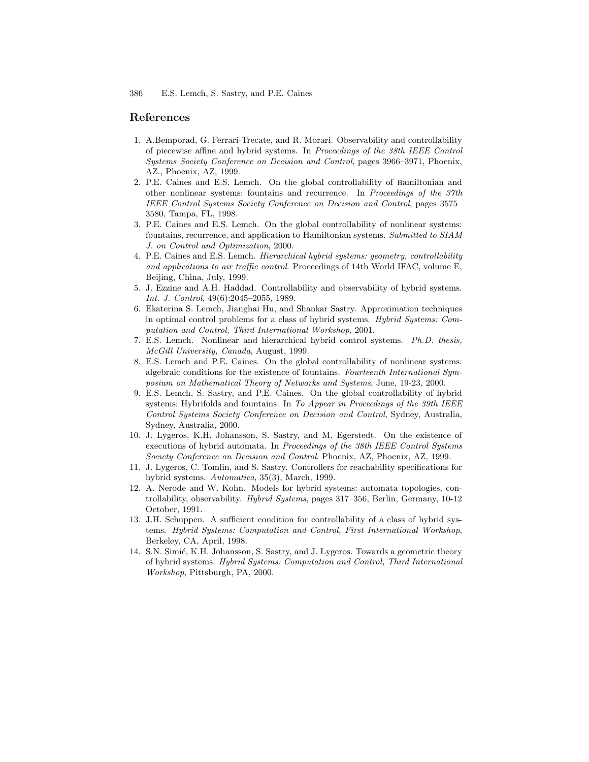## References

1. A.Bemporad, G. Ferrari-Trecate, and R. Morari. Observability and controllability of piecewise affine and hybrid systems. In *Proceedings of the 38th IEEE Control Systems Society Conference on Decision and Control*, pages 3966–3971, Phoenix, AZ., Phoenix, AZ, 1999.
2. P.E. Caines and E.S. Lemch. On the global controllability of Hamiltonian and other nonlinear systems: fountains and recurrence. In *Proceedings of the 37th IEEE Control Systems Society Conference on Decision and Control*, pages 3575–3580, Tampa, FL, 1998.
3. P.E. Caines and E.S. Lemch. On the global controllability of nonlinear systems: fountains, recurrence, and application to Hamiltonian systems. *Submitted to SIAM J. on Control and Optimization*, 2000.
4. P.E. Caines and E.S. Lemch. *Hierarchical hybrid systems: geometry, controllability and applications to air traffic control*. Proceedings of 14th World IFAC, volume E, Beijing, China, July, 1999.
5. J. Ezzine and A.H. Haddad. Controllability and observability of hybrid systems. *Int. J. Control*, 49(6):2045–2055, 1989.
6. Ekaterina S. Lemch, Jianghai Hu, and Shankar Sastry. Approximation techniques in optimal control problems for a class of hybrid systems. *Hybrid Systems: Computation and Control, Third International Workshop*, 2001.
7. E.S. Lemch. Nonlinear and hierarchical hybrid control systems. *Ph.D. thesis, McGill University, Canada*, August, 1999.
8. E.S. Lemch and P.E. Caines. On the global controllability of nonlinear systems: algebraic conditions for the existence of fountains. *Fourteenth International Symposium on Mathematical Theory of Networks and Systems*, June, 19-23, 2000.
9. E.S. Lemch, S. Sastry, and P.E. Caines. On the global controllability of hybrid systems: Hybrifolds and fountains. In *To Appear in Proceedings of the 39th IEEE Control Systems Society Conference on Decision and Control*, Sydney, Australia, Sydney, Australia, 2000.
10. J. Lygeros, K.H. Johansson, S. Sastry, and M. Egerstedt. On the existence of executions of hybrid automata. In *Proceedings of the 38th IEEE Control Systems Society Conference on Decision and Control*. Phoenix, AZ, Phoenix, AZ, 1999.
11. J. Lygeros, C. Tomlin, and S. Sastry. Controllers for reachability specifications for hybrid systems. *Automatica*, 35(3), March, 1999.
12. A. Nerode and W. Kohn. Models for hybrid systems: automata topologies, controllability, observability. *Hybrid Systems*, pages 317–356, Berlin, Germany, 10-12 October, 1991.
13. J.H. Schuppen. A sufficient condition for controllability of a class of hybrid systems. *Hybrid Systems: Computation and Control, First International Workshop*, Berkeley, CA, April, 1998.
14. S.N. Simić, K.H. Johansson, S. Sastry, and J. Lygeros. Towards a geometric theory of hybrid systems. *Hybrid Systems: Computation and Control, Third International Workshop*, Pittsburgh, PA, 2000.